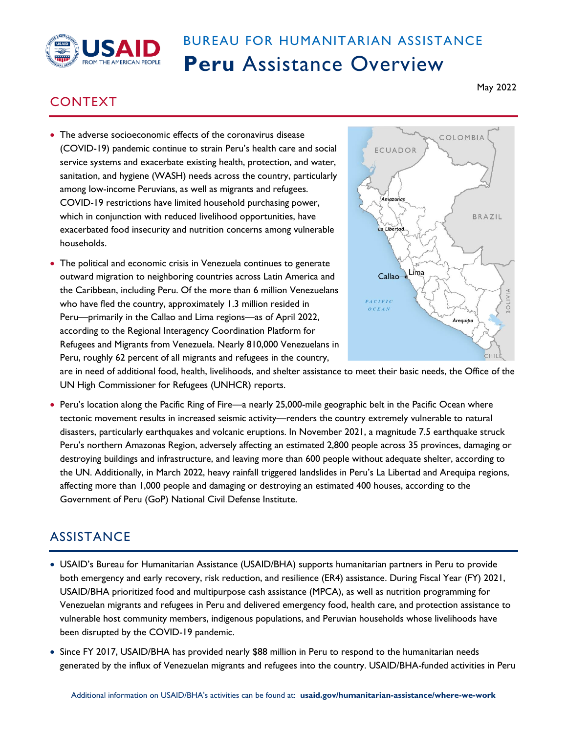BUREAU FOR HUMANITARIAN ASSISTANCE

# Peru Assistance Overview

May 2022

## CONTEXT

- The adverse socioeconomic effects of the coronavirus disease (COVID-19) pandemic continue to strain Peru's health care and social service systems and exacerbate existing health, protection, and water, sanitation, and hygiene (WASH) needs across the country, particularly among low-income Peruvians, as well as migrants and refugees. COVID-19 restrictions have limited household purchasing power, which in conjunction with reduced livelihood opportunities, have exacerbated food insecurity and nutrition concerns among vulnerable households.
- The political and economic crisis in Venezuela continues to generate outward migration to neighboring countries across Latin America and the Caribbean, including Peru. Of the more than 6 million Venezuelans who have fled the country, approximately 1.3 million resided in Peru—primarily in the Callao and Lima regions—as of April 2022, according to the Regional Interagency Coordination Platform for Refugees and Migrants from Venezuela. Nearly 810,000 Venezuelans in Peru, roughly 62 percent of all migrants and refugees in the country, are in need of additional food, health, livelihoods, and shelter assistance to meet their basic needs, the Office of the UN High Commissioner for Refugees (UNHCR) reports.
- Peru's location along the Pacific Ring of Fire—a nearly 25,000-mile geographic belt in the Pacific Ocean where tectonic movement results in increased seismic activity—renders the country extremely vulnerable to natural disasters, particularly earthquakes and volcanic eruptions. In November 2021, a magnitude 7.5 earthquake struck Peru's northern Amazonas Region, adversely affecting an estimated 2,800 people across 35 provinces, damaging or destroying buildings and infrastructure, and leaving more than 600 people without adequate shelter, according to the UN. Additionally, in March 2022, heavy rainfall triggered landslides in Peru's La Libertad and Arequipa regions, affecting more than 1,000 people and damaging or destroying an estimated 400 houses, according to the Government of Peru (GoP) National Civil Defense Institute.

## ASSISTANCE

- USAID's Bureau for Humanitarian Assistance (USAID/BHA) supports humanitarian partners in Peru to provide both emergency and early recovery, risk reduction, and resilience (ER4) assistance. During Fiscal Year (FY) 2021, USAID/BHA prioritized food and multipurpose cash assistance (MPCA), as well as nutrition programming for Venezuelan migrants and refugees in Peru and delivered emergency food, health care, and protection assistance to vulnerable host community members, indigenous populations, and Peruvian households whose livelihoods have been disrupted by the COVID-19 pandemic.
- Since FY 2017, USAID/BHA has provided nearly $88 million in Peru to respond to the humanitarian needs generated by the influx of Venezuelan migrants and refugees into the country. USAID/BHA-funded activities in Peru

Additional information on USAID/BHA's activities can be found at: **usaid.gov/humanitarian-assistance/where-we-work**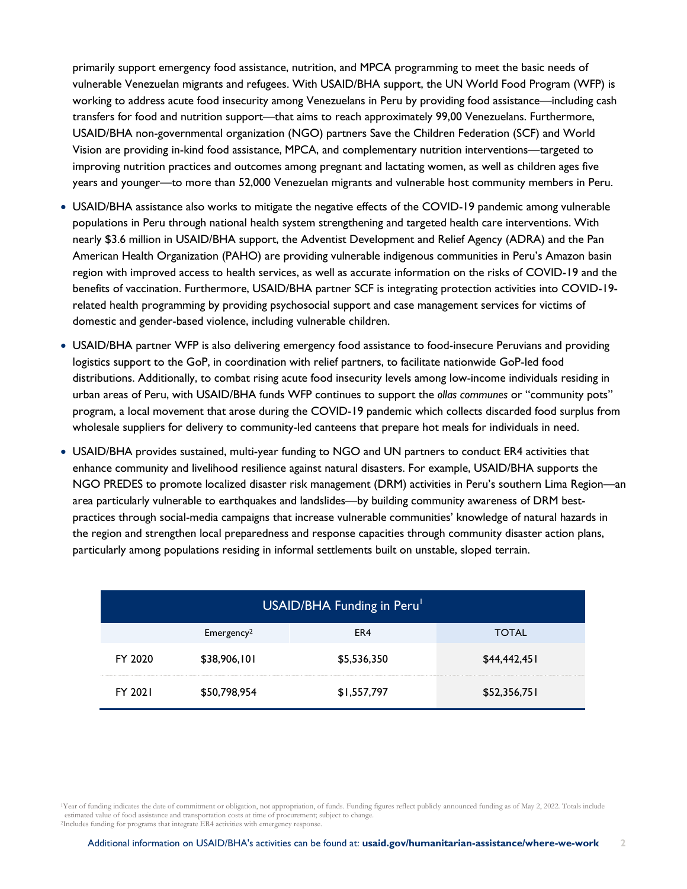primarily support emergency food assistance, nutrition, and MPCA programming to meet the basic needs of vulnerable Venezuelan migrants and refugees. With USAID/BHA support, the UN World Food Program (WFP) is working to address acute food insecurity among Venezuelans in Peru by providing food assistance—including cash transfers for food and nutrition support—that aims to reach approximately 99,00 Venezuelans. Furthermore, USAID/BHA non-governmental organization (NGO) partners Save the Children Federation (SCF) and World Vision are providing in-kind food assistance, MPCA, and complementary nutrition interventions—targeted to improving nutrition practices and outcomes among pregnant and lactating women, as well as children ages five years and younger—to more than 52,000 Venezuelan migrants and vulnerable host community members in Peru.

- USAID/BHA assistance also works to mitigate the negative effects of the COVID-19 pandemic among vulnerable populations in Peru through national health system strengthening and targeted health care interventions. With nearly $3.6 million in USAID/BHA support, the Adventist Development and Relief Agency (ADRA) and the Pan American Health Organization (PAHO) are providing vulnerable indigenous communities in Peru's Amazon basin region with improved access to health services, as well as accurate information on the risks of COVID-19 and the benefits of vaccination. Furthermore, USAID/BHA partner SCF is integrating protection activities into COVID-19-related health programming by providing psychosocial support and case management services for victims of domestic and gender-based violence, including vulnerable children.
- USAID/BHA partner WFP is also delivering emergency food assistance to food-insecure Peruvians and providing logistics support to the GoP, in coordination with relief partners, to facilitate nationwide GoP-led food distributions. Additionally, to combat rising acute food insecurity levels among low-income individuals residing in urban areas of Peru, with USAID/BHA funds WFP continues to support the *ollas communes* or "community pots" program, a local movement that arose during the COVID-19 pandemic which collects discarded food surplus from wholesale suppliers for delivery to community-led canteens that prepare hot meals for individuals in need.
- USAID/BHA provides sustained, multi-year funding to NGO and UN partners to conduct ER4 activities that enhance community and livelihood resilience against natural disasters. For example, USAID/BHA supports the NGO PREDES to promote localized disaster risk management (DRM) activities in Peru's southern Lima Region—an area particularly vulnerable to earthquakes and landslides—by building community awareness of DRM best-practices through social-media campaigns that increase vulnerable communities' knowledge of natural hazards in the region and strengthen local preparedness and response capacities through community disaster action plans, particularly among populations residing in informal settlements built on unstable, sloped terrain.

**USAID/BHA Funding in Peru[1]**

| | Emergency[2] | ER4 | TOTAL |
|---|---|---|---|
| FY 2020 | $38,906,101 | $5,536,350 | $44,442,451 |
| FY 2021 | $50,798,954 | $1,557,797 | $52,356,751 |

[1]Year of funding indicates the date of commitment or obligation, not appropriation, of funds. Funding figures reflect publicly announced funding as of May 2, 2022. Totals include estimated value of food assistance and transportation costs at time of procurement; subject to change.
[2]Includes funding for programs that integrate ER4 activities with emergency response.

Additional information on USAID/BHA's activities can be found at: **usaid.gov/humanitarian-assistance/where-we-work**